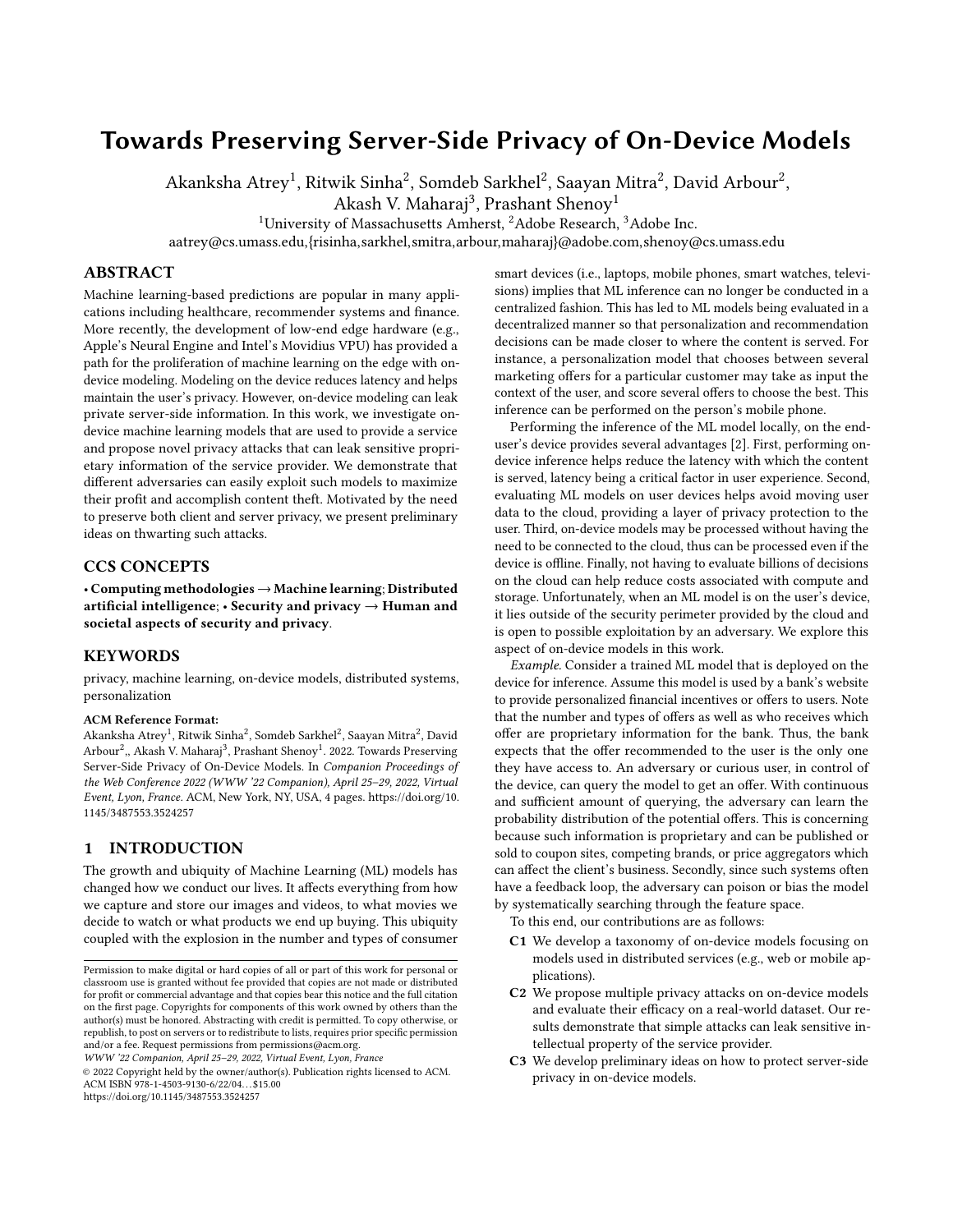# Towards Preserving Server-Side Privacy of On-Device Models

Akanksha Atrey[1], Ritwik Sinha[2], Somdeb Sarkhel[2], Saayan Mitra[2], David Arbour[2], Akash V. Maharaj[3], Prashant Shenoy[1]

[1]University of Massachusetts Amherst, [2]Adobe Research, [3]Adobe Inc.

aatrey@cs.umass.edu,{risinha,sarkhel,smitra,arbour,maharaj}@adobe.com,shenoy@cs.umass.edu

## ABSTRACT

Machine learning-based predictions are popular in many applications including healthcare, recommender systems and finance. More recently, the development of low-end edge hardware (e.g., Apple's Neural Engine and Intel's Movidius VPU) has provided a path for the proliferation of machine learning on the edge with on-device modeling. Modeling on the device reduces latency and helps maintain the user's privacy. However, on-device modeling can leak private server-side information. In this work, we investigate on-device machine learning models that are used to provide a service and propose novel privacy attacks that can leak sensitive proprietary information of the service provider. We demonstrate that different adversaries can easily exploit such models to maximize their profit and accomplish content theft. Motivated by the need to preserve both client and server privacy, we present preliminary ideas on thwarting such attacks.

## CCS CONCEPTS

• **Computing methodologies → Machine learning**; **Distributed artificial intelligence**; • **Security and privacy → Human and societal aspects of security and privacy**.

## KEYWORDS

privacy, machine learning, on-device models, distributed systems, personalization

**ACM Reference Format:**

Akanksha Atrey[1], Ritwik Sinha[2], Somdeb Sarkhel[2], Saayan Mitra[2], David Arbour[2],, Akash V. Maharaj[3], Prashant Shenoy[1]. 2022. Towards Preserving Server-Side Privacy of On-Device Models. In *Companion Proceedings of the Web Conference 2022 (WWW '22 Companion), April 25–29, 2022, Virtual Event, Lyon, France.* ACM, New York, NY, USA, 4 pages. https://doi.org/10.1145/3487553.3524257

## 1 INTRODUCTION

The growth and ubiquity of Machine Learning (ML) models has changed how we conduct our lives. It affects everything from how we capture and store our images and videos, to what movies we decide to watch or what products we end up buying. This ubiquity coupled with the explosion in the number and types of consumer smart devices (i.e., laptops, mobile phones, smart watches, televisions) implies that ML inference can no longer be conducted in a centralized fashion. This has led to ML models being evaluated in a decentralized manner so that personalization and recommendation decisions can be made closer to where the content is served. For instance, a personalization model that chooses between several marketing offers for a particular customer may take as input the context of the user, and score several offers to choose the best. This inference can be performed on the person's mobile phone.

Performing the inference of the ML model locally, on the end-user's device provides several advantages [2]. First, performing on-device inference helps reduce the latency with which the content is served, latency being a critical factor in user experience. Second, evaluating ML models on user devices helps avoid moving user data to the cloud, providing a layer of privacy protection to the user. Third, on-device models may be processed without having the need to be connected to the cloud, thus can be processed even if the device is offline. Finally, not having to evaluate billions of decisions on the cloud can help reduce costs associated with compute and storage. Unfortunately, when an ML model is on the user's device, it lies outside of the security perimeter provided by the cloud and is open to possible exploitation by an adversary. We explore this aspect of on-device models in this work.

*Example.* Consider a trained ML model that is deployed on the device for inference. Assume this model is used by a bank's website to provide personalized financial incentives or offers to users. Note that the number and types of offers as well as who receives which offer are proprietary information for the bank. Thus, the bank expects that the offer recommended to the user is the only one they have access to. An adversary or curious user, in control of the device, can query the model to get an offer. With continuous and sufficient amount of querying, the adversary can learn the probability distribution of the potential offers. This is concerning because such information is proprietary and can be published or sold to coupon sites, competing brands, or price aggregators which can affect the client's business. Secondly, since such systems often have a feedback loop, the adversary can poison or bias the model by systematically searching through the feature space.

To this end, our contributions are as follows:

- **C1** We develop a taxonomy of on-device models focusing on models used in distributed services (e.g., web or mobile applications).
- **C2** We propose multiple privacy attacks on on-device models and evaluate their efficacy on a real-world dataset. Our results demonstrate that simple attacks can leak sensitive intellectual property of the service provider.
- **C3** We develop preliminary ideas on how to protect server-side privacy in on-device models.

Permission to make digital or hard copies of all or part of this work for personal or classroom use is granted without fee provided that copies are not made or distributed for profit or commercial advantage and that copies bear this notice and the full citation on the first page. Copyrights for components of this work owned by others than the author(s) must be honored. Abstracting with credit is permitted. To copy otherwise, or republish, to post on servers or to redistribute to lists, requires prior specific permission and/or a fee. Request permissions from permissions@acm.org.

*WWW '22 Companion, April 25–29, 2022, Virtual Event, Lyon, France*

© 2022 Copyright held by the owner/author(s). Publication rights licensed to ACM.
ACM ISBN 978-1-4503-9130-6/22/04...$15.00
https://doi.org/10.1145/3487553.3524257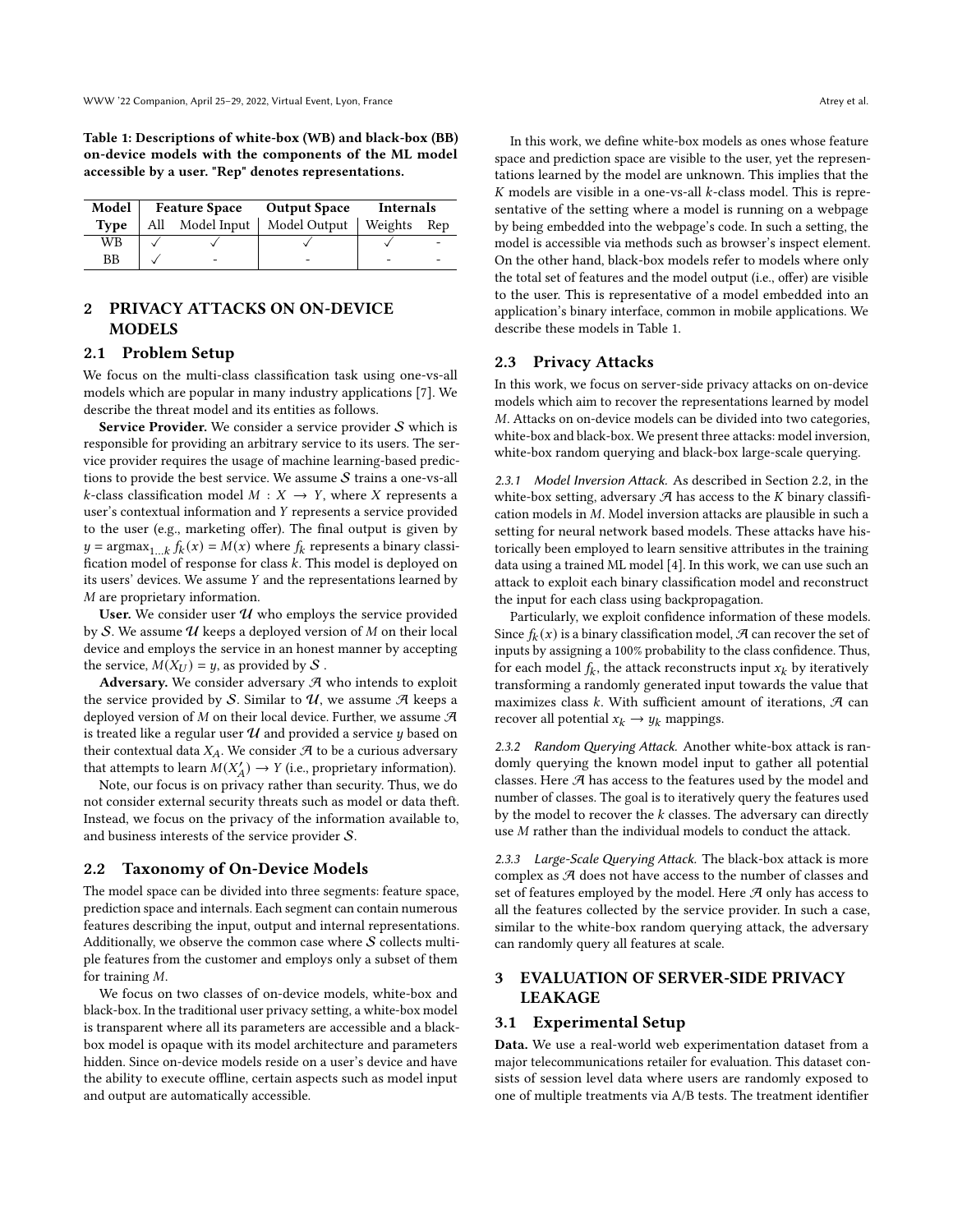**Table 1: Descriptions of white-box (WB) and black-box (BB) on-device models with the components of the ML model accessible by a user. "Rep" denotes representations.**

| Model | Feature Space | | Output Space | Internals | |
|---|---|---|---|---|---|
| **Type** | All | Model Input | Model Output | Weights | Rep |
| WB | ✓ | ✓ | ✓ | ✓ | - |
| BB | ✓ | - | - | - | - |

## 2 PRIVACY ATTACKS ON ON-DEVICE MODELS

### 2.1 Problem Setup

We focus on the multi-class classification task using one-vs-all models which are popular in many industry applications [7]. We describe the threat model and its entities as follows.

**Service Provider.** We consider a service provider $\mathcal{S}$ which is responsible for providing an arbitrary service to its users. The service provider requires the usage of machine learning-based predictions to provide the best service. We assume $\mathcal{S}$ trains a one-vs-all $k$-class classification model $M : X \rightarrow Y$, where $X$ represents a user's contextual information and $Y$ represents a service provided to the user (e.g., marketing offer). The final output is given by $y = \text{argmax}_{1...k} f_k(x) = M(x)$ where $f_k$ represents a binary classification model of response for class $k$. This model is deployed on its users' devices. We assume $Y$ and the representations learned by $M$ are proprietary information.

**User.** We consider user $\mathcal{U}$ who employs the service provided by $\mathcal{S}$. We assume $\mathcal{U}$ keeps a deployed version of $M$ on their local device and employs the service in an honest manner by accepting the service, $M(X_U) = y$, as provided by $\mathcal{S}$.

**Adversary.** We consider adversary $\mathcal{A}$ who intends to exploit the service provided by $\mathcal{S}$. Similar to $\mathcal{U}$, we assume $\mathcal{A}$ keeps a deployed version of $M$ on their local device. Further, we assume $\mathcal{A}$ is treated like a regular user $\mathcal{U}$ and provided a service $y$ based on their contextual data $X_A$. We consider $\mathcal{A}$ to be a curious adversary that attempts to learn $M(X'_A) \rightarrow Y$ (i.e., proprietary information).

Note, our focus is on privacy rather than security. Thus, we do not consider external security threats such as model or data theft. Instead, we focus on the privacy of the information available to, and business interests of the service provider $\mathcal{S}$.

### 2.2 Taxonomy of On-Device Models

The model space can be divided into three segments: feature space, prediction space and internals. Each segment can contain numerous features describing the input, output and internal representations. Additionally, we observe the common case where $\mathcal{S}$ collects multiple features from the customer and employs only a subset of them for training $M$.

We focus on two classes of on-device models, white-box and black-box. In the traditional user privacy setting, a white-box model is transparent where all its parameters are accessible and a black-box model is opaque with its model architecture and parameters hidden. Since on-device models reside on a user's device and have the ability to execute offline, certain aspects such as model input and output are automatically accessible.

In this work, we define white-box models as ones whose feature space and prediction space are visible to the user, yet the representations learned by the model are unknown. This implies that the $K$ models are visible in a one-vs-all $k$-class model. This is representative of the setting where a model is running on a webpage by being embedded into the webpage's code. In such a setting, the model is accessible via methods such as browser's inspect element. On the other hand, black-box models refer to models where only the total set of features and the model output (i.e., offer) are visible to the user. This is representative of a model embedded into an application's binary interface, common in mobile applications. We describe these models in Table 1.

### 2.3 Privacy Attacks

In this work, we focus on server-side privacy attacks on on-device models which aim to recover the representations learned by model $M$. Attacks on on-device models can be divided into two categories, white-box and black-box. We present three attacks: model inversion, white-box random querying and black-box large-scale querying.

*2.3.1 Model Inversion Attack.* As described in Section 2.2, in the white-box setting, adversary $\mathcal{A}$ has access to the $K$ binary classification models in $M$. Model inversion attacks are plausible in such a setting for neural network based models. These attacks have historically been employed to learn sensitive attributes in the training data using a trained ML model [4]. In this work, we can use such an attack to exploit each binary classification model and reconstruct the input for each class using backpropagation.

Particularly, we exploit confidence information of these models. Since $f_k(x)$ is a binary classification model, $\mathcal{A}$ can recover the set of inputs by assigning a 100% probability to the class confidence. Thus, for each model $f_k$, the attack reconstructs input $x_k$ by iteratively transforming a randomly generated input towards the value that maximizes class $k$. With sufficient amount of iterations, $\mathcal{A}$ can recover all potential $x_k \rightarrow y_k$ mappings.

*2.3.2 Random Querying Attack.* Another white-box attack is randomly querying the known model input to gather all potential classes. Here $\mathcal{A}$ has access to the features used by the model and number of classes. The goal is to iteratively query the features used by the model to recover the $k$ classes. The adversary can directly use $M$ rather than the individual models to conduct the attack.

*2.3.3 Large-Scale Querying Attack.* The black-box attack is more complex as $\mathcal{A}$ does not have access to the number of classes and set of features employed by the model. Here $\mathcal{A}$ only has access to all the features collected by the service provider. In such a case, similar to the white-box random querying attack, the adversary can randomly query all features at scale.

## 3 EVALUATION OF SERVER-SIDE PRIVACY LEAKAGE

### 3.1 Experimental Setup

**Data.** We use a real-world web experimentation dataset from a major telecommunications retailer for evaluation. This dataset consists of session level data where users are randomly exposed to one of multiple treatments via A/B tests. The treatment identifier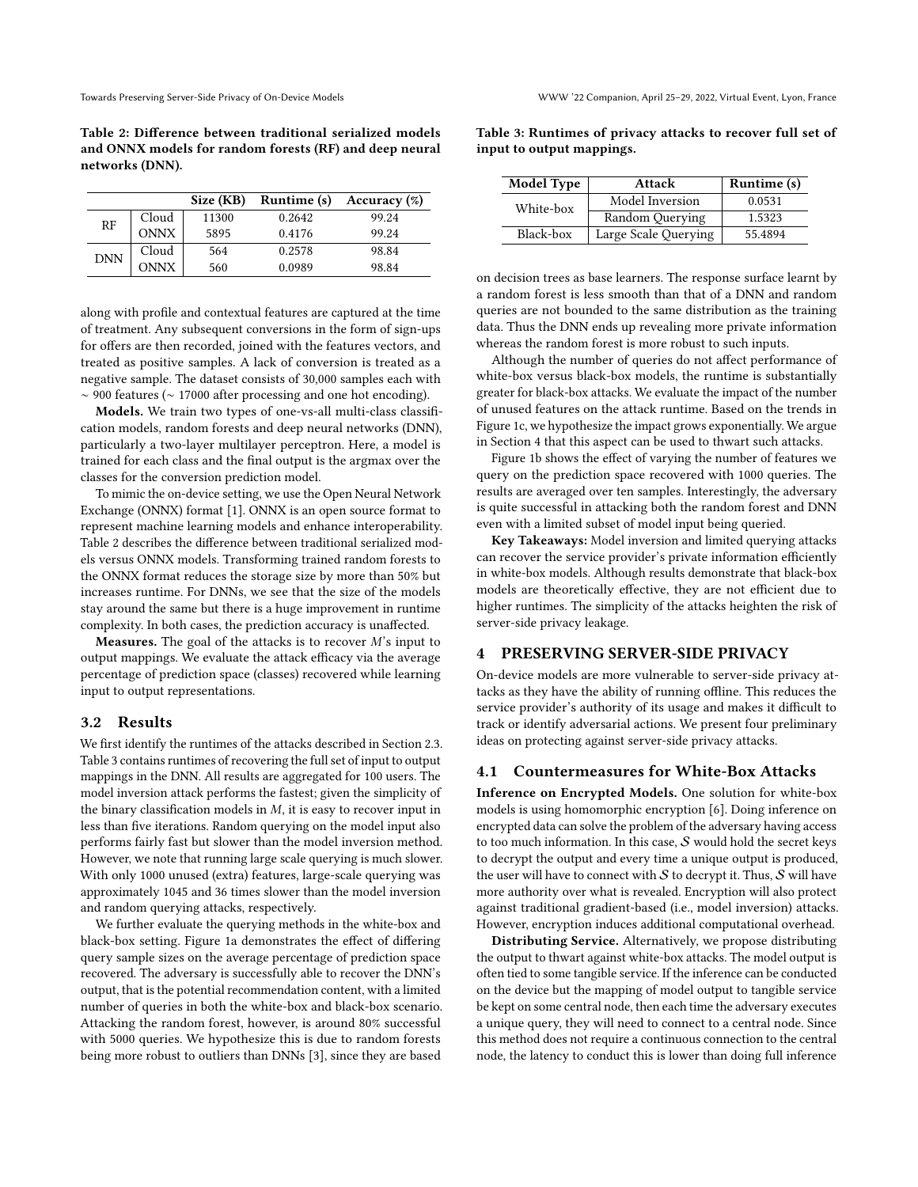Table 2: Difference between traditional serialized models and ONNX models for random forests (RF) and deep neural networks (DNN).

| | | Size (KB) | Runtime (s) | Accuracy (%) |
|---|---|---|---|---|
| RF | Cloud | 11300 | 0.2642 | 99.24 |
| | ONNX | 5895 | 0.4176 | 99.24 |
| DNN | Cloud | 564 | 0.2578 | 98.84 |
| | ONNX | 560 | 0.0989 | 98.84 |

along with profile and contextual features are captured at the time of treatment. Any subsequent conversions in the form of sign-ups for offers are then recorded, joined with the features vectors, and treated as positive samples. A lack of conversion is treated as a negative sample. The dataset consists of 30,000 samples each with $\sim$ 900 features ($\sim$ 17000 after processing and one hot encoding).

**Models.** We train two types of one-vs-all multi-class classification models, random forests and deep neural networks (DNN), particularly a two-layer multilayer perceptron. Here, a model is trained for each class and the final output is the argmax over the classes for the conversion prediction model.

To mimic the on-device setting, we use the Open Neural Network Exchange (ONNX) format [1]. ONNX is an open source format to represent machine learning models and enhance interoperability. Table 2 describes the difference between traditional serialized models versus ONNX models. Transforming trained random forests to the ONNX format reduces the storage size by more than 50% but increases runtime. For DNNs, we see that the size of the models stay around the same but there is a huge improvement in runtime complexity. In both cases, the prediction accuracy is unaffected.

**Measures.** The goal of the attacks is to recover $M$'s input to output mappings. We evaluate the attack efficacy via the average percentage of prediction space (classes) recovered while learning input to output representations.

## 3.2 Results

We first identify the runtimes of the attacks described in Section 2.3. Table 3 contains runtimes of recovering the full set of input to output mappings in the DNN. All results are aggregated for 100 users. The model inversion attack performs the fastest; given the simplicity of the binary classification models in $M$, it is easy to recover input in less than five iterations. Random querying on the model input also performs fairly fast but slower than the model inversion method. However, we note that running large scale querying is much slower. With only 1000 unused (extra) features, large-scale querying was approximately 1045 and 36 times slower than the model inversion and random querying attacks, respectively.

We further evaluate the querying methods in the white-box and black-box setting. Figure 1a demonstrates the effect of differing query sample sizes on the average percentage of prediction space recovered. The adversary is successfully able to recover the DNN's output, that is the potential recommendation content, with a limited number of queries in both the white-box and black-box scenario. Attacking the random forest, however, is around 80% successful with 5000 queries. We hypothesize this is due to random forests being more robust to outliers than DNNs [3], since they are based on decision trees as base learners. The response surface learnt by a random forest is less smooth than that of a DNN and random queries are not bounded to the same distribution as the training data. Thus the DNN ends up revealing more private information whereas the random forest is more robust to such inputs.

Table 3: Runtimes of privacy attacks to recover full set of input to output mappings.

| Model Type | Attack | Runtime (s) |
|---|---|---|
| White-box | Model Inversion | 0.0531 |
| | Random Querying | 1.5323 |
| Black-box | Large Scale Querying | 55.4894 |

Although the number of queries do not affect performance of white-box versus black-box models, the runtime is substantially greater for black-box attacks. We evaluate the impact of the number of unused features on the attack runtime. Based on the trends in Figure 1c, we hypothesize the impact grows exponentially. We argue in Section 4 that this aspect can be used to thwart such attacks.

Figure 1b shows the effect of varying the number of features we query on the prediction space recovered with 1000 queries. The results are averaged over ten samples. Interestingly, the adversary is quite successful in attacking both the random forest and DNN even with a limited subset of model input being queried.

**Key Takeaways:** Model inversion and limited querying attacks can recover the service provider's private information efficiently in white-box models. Although results demonstrate that black-box models are theoretically effective, they are not efficient due to higher runtimes. The simplicity of the attacks heighten the risk of server-side privacy leakage.

# 4 PRESERVING SERVER-SIDE PRIVACY

On-device models are more vulnerable to server-side privacy attacks as they have the ability of running offline. This reduces the service provider's authority of its usage and makes it difficult to track or identify adversarial actions. We present four preliminary ideas on protecting against server-side privacy attacks.

## 4.1 Countermeasures for White-Box Attacks

**Inference on Encrypted Models.** One solution for white-box models is using homomorphic encryption [6]. Doing inference on encrypted data can solve the problem of the adversary having access to too much information. In this case, $\mathcal{S}$ would hold the secret keys to decrypt the output and every time a unique output is produced, the user will have to connect with $\mathcal{S}$ to decrypt it. Thus, $\mathcal{S}$ will have more authority over what is revealed. Encryption will also protect against traditional gradient-based (i.e., model inversion) attacks. However, encryption induces additional computational overhead.

**Distributing Service.** Alternatively, we propose distributing the output to thwart against white-box attacks. The model output is often tied to some tangible service. If the inference can be conducted on the device but the mapping of model output to tangible service be kept on some central node, then each time the adversary executes a unique query, they will need to connect to a central node. Since this method does not require a continuous connection to the central node, the latency to conduct this is lower than doing full inference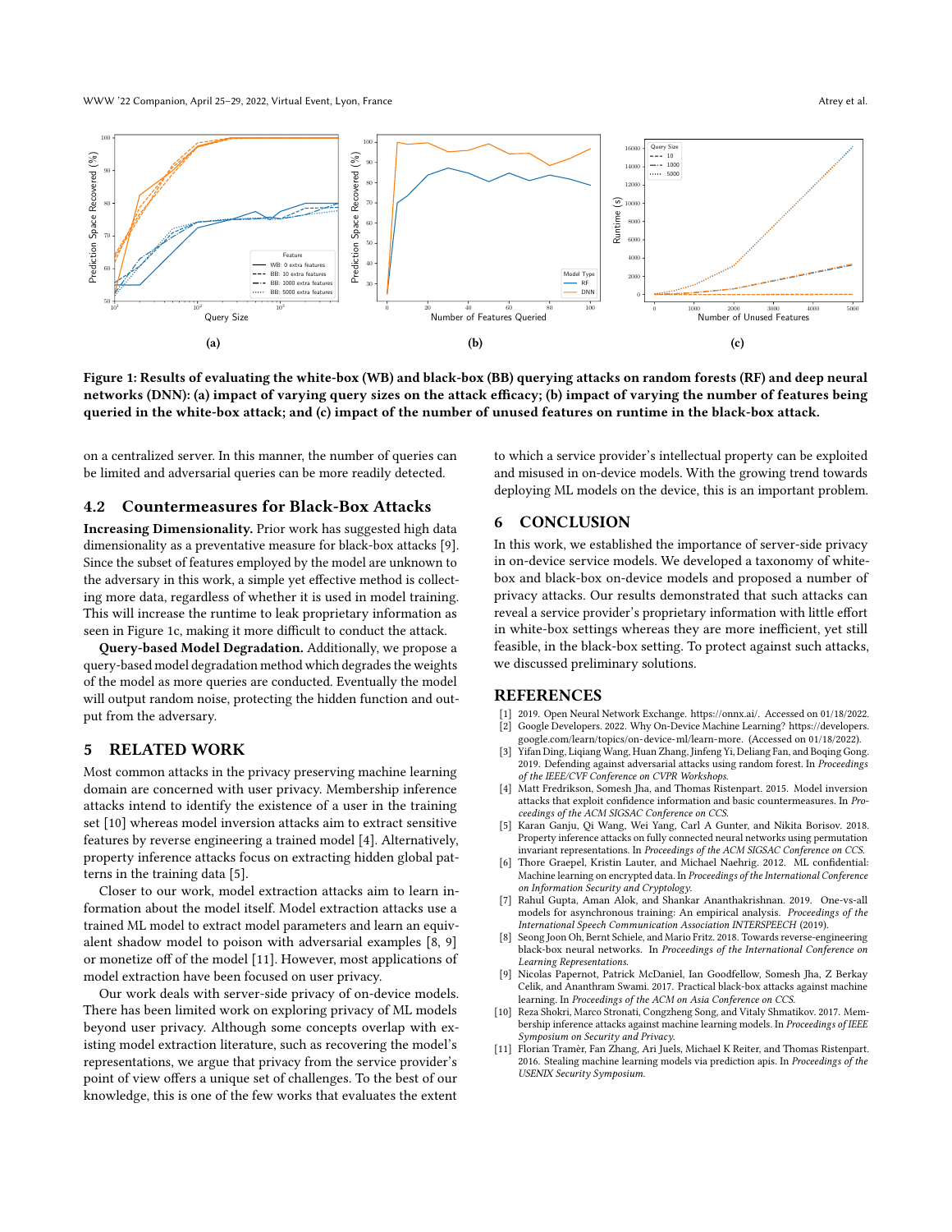Prediction Space Recovered (%)

Query Size

Feature
WB: 0 extra features
BB: 10 extra features
BB: 1000 extra features
BB: 5000 extra features

(a)

Prediction Space Recovered (%)

Number of Features Queried

Model Type
RF
DNN

(b)

Runtime (s)

Number of Unused Features

Query Size
10
1000
5000

(c)

**Figure 1: Results of evaluating the white-box (WB) and black-box (BB) querying attacks on random forests (RF) and deep neural networks (DNN): (a) impact of varying query sizes on the attack efficacy; (b) impact of varying the number of features being queried in the white-box attack; and (c) impact of the number of unused features on runtime in the black-box attack.**

on a centralized server. In this manner, the number of queries can be limited and adversarial queries can be more readily detected.

## 4.2 Countermeasures for Black-Box Attacks

**Increasing Dimensionality.** Prior work has suggested high data dimensionality as a preventative measure for black-box attacks [9]. Since the subset of features employed by the model are unknown to the adversary in this work, a simple yet effective method is collecting more data, regardless of whether it is used in model training. This will increase the runtime to leak proprietary information as seen in Figure 1c, making it more difficult to conduct the attack.

**Query-based Model Degradation.** Additionally, we propose a query-based model degradation method which degrades the weights of the model as more queries are conducted. Eventually the model will output random noise, protecting the hidden function and output from the adversary.

# 5 RELATED WORK

Most common attacks in the privacy preserving machine learning domain are concerned with user privacy. Membership inference attacks intend to identify the existence of a user in the training set [10] whereas model inversion attacks aim to extract sensitive features by reverse engineering a trained model [4]. Alternatively, property inference attacks focus on extracting hidden global patterns in the training data [5].

Closer to our work, model extraction attacks aim to learn information about the model itself. Model extraction attacks use a trained ML model to extract model parameters and learn an equivalent shadow model to poison with adversarial examples [8, 9] or monetize off of the model [11]. However, most applications of model extraction have been focused on user privacy.

Our work deals with server-side privacy of on-device models. There has been limited work on exploring privacy of ML models beyond user privacy. Although some concepts overlap with existing model extraction literature, such as recovering the model's representations, we argue that privacy from the service provider's point of view offers a unique set of challenges. To the best of our knowledge, this is one of the few works that evaluates the extent to which a service provider's intellectual property can be exploited and misused in on-device models. With the growing trend towards deploying ML models on the device, this is an important problem.

# 6 CONCLUSION

In this work, we established the importance of server-side privacy in on-device service models. We developed a taxonomy of white-box and black-box on-device models and proposed a number of privacy attacks. Our results demonstrated that such attacks can reveal a service provider's proprietary information with little effort in white-box settings whereas they are more inefficient, yet still feasible, in the black-box setting. To protect against such attacks, we discussed preliminary solutions.

# REFERENCES

[1] 2019. Open Neural Network Exchange. https://onnx.ai/. Accessed on 01/18/2022.

[2] Google Developers. 2022. Why On-Device Machine Learning? https://developers.google.com/learn/topics/on-device-ml/learn-more. (Accessed on 01/18/2022).

[3] Yifan Ding, Liqiang Wang, Huan Zhang, Jinfeng Yi, Deliang Fan, and Boqing Gong. 2019. Defending against adversarial attacks using random forest. In *Proceedings of the IEEE/CVF Conference on CVPR Workshops*.

[4] Matt Fredrikson, Somesh Jha, and Thomas Ristenpart. 2015. Model inversion attacks that exploit confidence information and basic countermeasures. In *Proceedings of the ACM SIGSAC Conference on CCS*.

[5] Karan Ganju, Qi Wang, Wei Yang, Carl A Gunter, and Nikita Borisov. 2018. Property inference attacks on fully connected neural networks using permutation invariant representations. In *Proceedings of the ACM SIGSAC Conference on CCS*.

[6] Thore Graepel, Kristin Lauter, and Michael Naehrig. 2012. ML confidential: Machine learning on encrypted data. In *Proceedings of the International Conference on Information Security and Cryptology*.

[7] Rahul Gupta, Aman Alok, and Shankar Ananthakrishnan. 2019. One-vs-all models for asynchronous training: An empirical analysis. *Proceedings of the International Speech Communication Association INTERSPEECH* (2019).

[8] Seong Joon Oh, Bernt Schiele, and Mario Fritz. 2018. Towards reverse-engineering black-box neural networks. In *Proceedings of the International Conference on Learning Representations*.

[9] Nicolas Papernot, Patrick McDaniel, Ian Goodfellow, Somesh Jha, Z Berkay Celik, and Ananthram Swami. 2017. Practical black-box attacks against machine learning. In *Proceedings of the ACM on Asia Conference on CCS*.

[10] Reza Shokri, Marco Stronati, Congzheng Song, and Vitaly Shmatikov. 2017. Membership inference attacks against machine learning models. In *Proceedings of IEEE Symposium on Security and Privacy*.

[11] Florian Tramèr, Fan Zhang, Ari Juels, Michael K Reiter, and Thomas Ristenpart. 2016. Stealing machine learning models via prediction apis. In *Proceedings of the USENIX Security Symposium*.